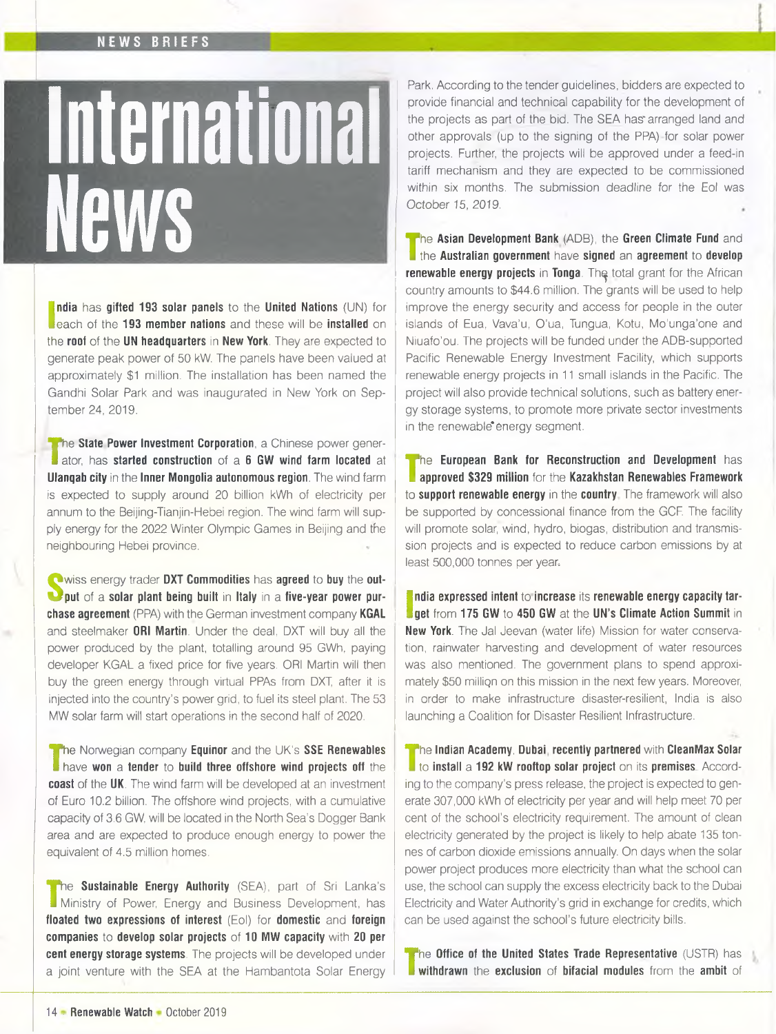# International News

**India** has **gifted 193 solar panels** to the **United Nations** (UN) for each of the **193 member nations** and these will be **installed** on the **roof** of the **UN headquarters** in **New York**. They are expected to generate peak power of 50 kW. The panels have been valued at approximately $1 million. The installation has been named the Gandhi Solar Park and was inaugurated in New York on September 24, 2019.

The **State Power Investment Corporation**, a Chinese power generator, has **started construction** of a **6 GW wind farm located** at **Ulanqab city** in the **Inner Mongolia autonomous region**. The wind farm is expected to supply around 20 billion kWh of electricity per annum to the Beijing-Tianjin-Hebei region. The wind farm will supply energy for the 2022 Winter Olympic Games in Beijing and the neighbouring Hebei province.

Swiss energy trader **DXT Commodities** has **agreed** to **buy** the **output** of a **solar plant being built** in **Italy** in a **five-year power purchase agreement** (PPA) with the German investment company **KGAL** and steelmaker **ORI Martin**. Under the deal, DXT will buy all the power produced by the plant, totalling around 95 GWh, paying developer KGAL a fixed price for five years. ORI Martin will then buy the green energy through virtual PPAs from DXT, after it is injected into the country's power grid, to fuel its steel plant. The 53 MW solar farm will start operations in the second half of 2020.

The Norwegian company **Equinor** and the UK's **SSE Renewables** have **won** a **tender** to **build three offshore wind projects off** the **coast** of the **UK**. The wind farm will be developed at an investment of Euro 10.2 billion. The offshore wind projects, with a cumulative capacity of 3.6 GW, will be located in the North Sea's Dogger Bank area and are expected to produce enough energy to power the equivalent of 4.5 million homes.

The **Sustainable Energy Authority** (SEA), part of Sri Lanka's Ministry of Power, Energy and Business Development, has **floated two expressions of interest** (EoI) for **domestic** and **foreign companies** to **develop solar projects** of **10 MW capacity** with **20 per cent energy storage systems**. The projects will be developed under a joint venture with the SEA at the Hambantota Solar Energy Park. According to the tender guidelines, bidders are expected to provide financial and technical capability for the development of the projects as part of the bid. The SEA has arranged land and other approvals (up to the signing of the PPA) for solar power projects. Further, the projects will be approved under a feed-in tariff mechanism and they are expected to be commissioned within six months. The submission deadline for the EoI was October 15, 2019.

The **Asian Development Bank** (ADB), the **Green Climate Fund** and the **Australian government** have **signed** an **agreement** to **develop renewable energy projects** in **Tonga**. The total grant for the African country amounts to $44.6 million. The grants will be used to help improve the energy security and access for people in the outer islands of Eua, Vava'u, O'ua, Tungua, Kotu, Mo'unga'one and Niuafo'ou. The projects will be funded under the ADB-supported Pacific Renewable Energy Investment Facility, which supports renewable energy projects in 11 small islands in the Pacific. The project will also provide technical solutions, such as battery energy storage systems, to promote more private sector investments in the renewable energy segment.

The **European Bank for Reconstruction and Development** has **approved $329 million** for the **Kazakhstan Renewables Framework** to **support renewable energy** in the **country**. The framework will also be supported by concessional finance from the GCF. The facility will promote solar, wind, hydro, biogas, distribution and transmission projects and is expected to reduce carbon emissions by at least 500,000 tonnes per year.

**India expressed intent** to **increase** its **renewable energy capacity target** from **175 GW** to **450 GW** at the **UN's Climate Action Summit** in **New York**. The Jal Jeevan (water life) Mission for water conservation, rainwater harvesting and development of water resources was also mentioned. The government plans to spend approximately $50 million on this mission in the next few years. Moreover, in order to make infrastructure disaster-resilient, India is also launching a Coalition for Disaster Resilient Infrastructure.

The **Indian Academy**, **Dubai**, **recently partnered** with **CleanMax Solar** to **install** a **192 kW rooftop solar project** on its **premises**. According to the company's press release, the project is expected to generate 307,000 kWh of electricity per year and will help meet 70 per cent of the school's electricity requirement. The amount of clean electricity generated by the project is likely to help abate 135 tonnes of carbon dioxide emissions annually. On days when the solar power project produces more electricity than what the school can use, the school can supply the excess electricity back to the Dubai Electricity and Water Authority's grid in exchange for credits, which can be used against the school's future electricity bills.

The **Office of the United States Trade Representative** (USTR) has **withdrawn** the **exclusion** of **bifacial modules** from the **ambit** of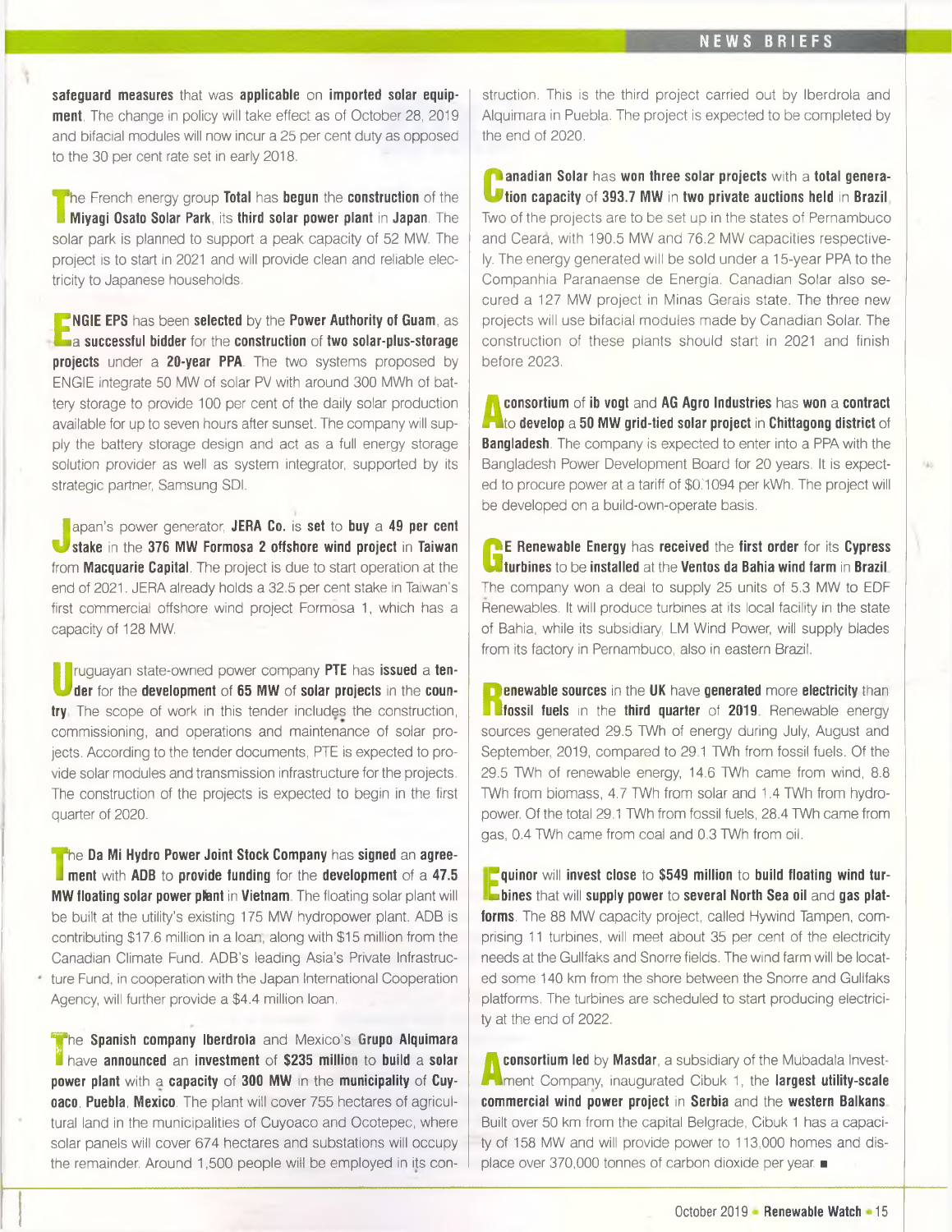**safeguard measures** that was **applicable** on **imported solar equipment**. The change in policy will take effect as of October 28, 2019 and bifacial modules will now incur a 25 per cent duty as opposed to the 30 per cent rate set in early 2018.

The French energy group **Total** has **begun** the **construction** of the **Miyagi Osato Solar Park**, its **third solar power plant** in **Japan**. The solar park is planned to support a peak capacity of 52 MW. The project is to start in 2021 and will provide clean and reliable electricity to Japanese households.

**ENGIE EPS** has been **selected** by the **Power Authority of Guam**, as a **successful bidder** for the **construction** of **two solar-plus-storage projects** under a **20-year PPA**. The two systems proposed by ENGIE integrate 50 MW of solar PV with around 300 MWh of battery storage to provide 100 per cent of the daily solar production available for up to seven hours after sunset. The company will supply the battery storage design and act as a full energy storage solution provider as well as system integrator, supported by its strategic partner, Samsung SDI.

Japan's power generator, **JERA Co.** is **set** to **buy** a **49 per cent stake** in the **376 MW Formosa 2 offshore wind project** in **Taiwan** from **Macquarie Capital**. The project is due to start operation at the end of 2021. JERA already holds a 32.5 per cent stake in Taiwan's first commercial offshore wind project Formosa 1, which has a capacity of 128 MW.

Uruguayan state-owned power company **PTE** has **issued** a **tender** for the **development** of **65 MW** of **solar projects** in the **country**. The scope of work in this tender includes the construction, commissioning, and operations and maintenance of solar projects. According to the tender documents, PTE is expected to provide solar modules and transmission infrastructure for the projects. The construction of the projects is expected to begin in the first quarter of 2020.

The **Da Mi Hydro Power Joint Stock Company** has **signed** an **agreement** with **ADB** to **provide funding** for the **development** of a **47.5 MW floating solar power plant** in **Vietnam**. The floating solar plant will be built at the utility's existing 175 MW hydropower plant. ADB is contributing $17.6 million in a loan, along with $15 million from the Canadian Climate Fund. ADB's leading Asia's Private Infrastructure Fund, in cooperation with the Japan International Cooperation Agency, will further provide a $4.4 million loan.

The **Spanish company Iberdrola** and Mexico's **Grupo Alquimara** have **announced** an **investment** of **$235 million** to **build** a **solar power plant** with a **capacity** of **300 MW** in the **municipality** of **Cuyoaco**, **Puebla**, **Mexico**. The plant will cover 755 hectares of agricultural land in the municipalities of Cuyoaco and Ocotepec, where solar panels will cover 674 hectares and substations will occupy the remainder. Around 1,500 people will be employed in its construction. This is the third project carried out by Iberdrola and Alquimara in Puebla. The project is expected to be completed by the end of 2020.

**Canadian Solar** has **won three solar projects** with a **total generation capacity** of **393.7 MW** in **two private auctions held** in **Brazil**. Two of the projects are to be set up in the states of Pernambuco and Ceará, with 190.5 MW and 76.2 MW capacities respectively. The energy generated will be sold under a 15-year PPA to the Companhia Paranaense de Energia. Canadian Solar also secured a 127 MW project in Minas Gerais state. The three new projects will use bifacial modules made by Canadian Solar. The construction of these plants should start in 2021 and finish before 2023.

A **consortium** of **ib vogt** and **AG Agro Industries** has **won** a **contract** to **develop** a **50 MW grid-tied solar project** in **Chittagong district** of **Bangladesh**. The company is expected to enter into a PPA with the Bangladesh Power Development Board for 20 years. It is expected to procure power at a tariff of $0.1094 per kWh. The project will be developed on a build-own-operate basis.

**GE Renewable Energy** has **received** the **first order** for its **Cypress turbines** to be **installed** at the **Ventos da Bahia wind farm** in **Brazil**. The company won a deal to supply 25 units of 5.3 MW to EDF Renewables. It will produce turbines at its local facility in the state of Bahia, while its subsidiary, LM Wind Power, will supply blades from its factory in Pernambuco, also in eastern Brazil.

**Renewable sources** in the **UK** have **generated** more **electricity** than **fossil fuels** in the **third quarter** of **2019**. Renewable energy sources generated 29.5 TWh of energy during July, August and September, 2019, compared to 29.1 TWh from fossil fuels. Of the 29.5 TWh of renewable energy, 14.6 TWh came from wind, 8.8 TWh from biomass, 4.7 TWh from solar and 1.4 TWh from hydropower. Of the total 29.1 TWh from fossil fuels, 28.4 TWh came from gas, 0.4 TWh came from coal and 0.3 TWh from oil.

**Equinor** will **invest close** to **$549 million** to **build floating wind turbines** that will **supply power** to **several North Sea oil** and **gas platforms**. The 88 MW capacity project, called Hywind Tampen, comprising 11 turbines, will meet about 35 per cent of the electricity needs at the Gullfaks and Snorre fields. The wind farm will be located some 140 km from the shore between the Snorre and Gullfaks platforms. The turbines are scheduled to start producing electricity at the end of 2022.

A **consortium led** by **Masdar**, a subsidiary of the Mubadala Investment Company, inaugurated Cibuk 1, the **largest utility-scale commercial wind power project** in **Serbia** and the **western Balkans**. Built over 50 km from the capital Belgrade, Cibuk 1 has a capacity of 158 MW and will provide power to 113,000 homes and displace over 370,000 tonnes of carbon dioxide per year. ■